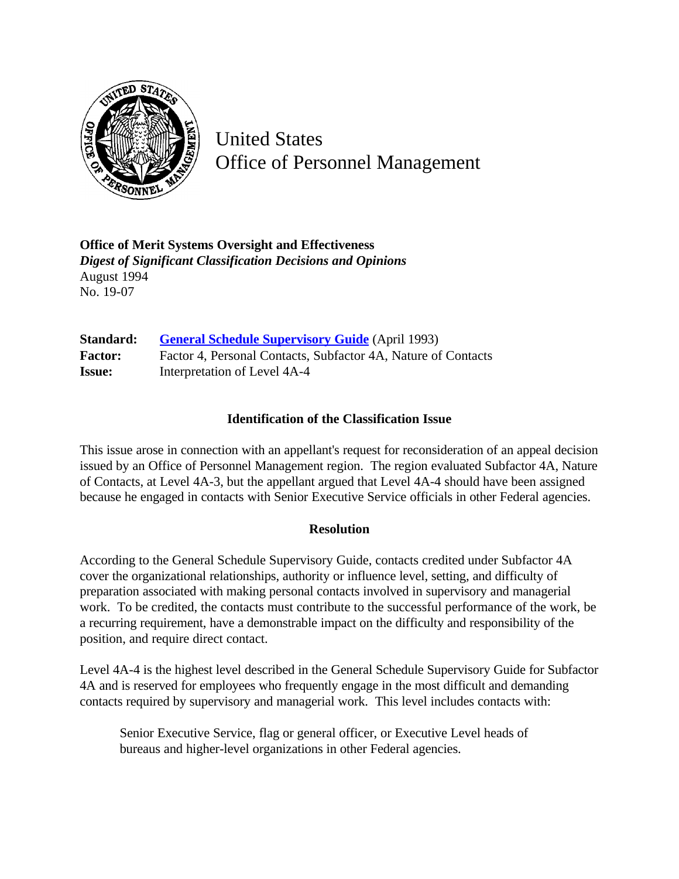# United States Office of Personnel Management

**Office of Merit Systems Oversight and Effectiveness**
***Digest of Significant Classification Decisions and Opinions***
August 1994
No. 19-07

**Standard:** [General Schedule Supervisory Guide](General Schedule Supervisory Guide) (April 1993)
**Factor:** Factor 4, Personal Contacts, Subfactor 4A, Nature of Contacts
**Issue:** Interpretation of Level 4A-4

### Identification of the Classification Issue

This issue arose in connection with an appellant's request for reconsideration of an appeal decision issued by an Office of Personnel Management region. The region evaluated Subfactor 4A, Nature of Contacts, at Level 4A-3, but the appellant argued that Level 4A-4 should have been assigned because he engaged in contacts with Senior Executive Service officials in other Federal agencies.

### Resolution

According to the General Schedule Supervisory Guide, contacts credited under Subfactor 4A cover the organizational relationships, authority or influence level, setting, and difficulty of preparation associated with making personal contacts involved in supervisory and managerial work. To be credited, the contacts must contribute to the successful performance of the work, be a recurring requirement, have a demonstrable impact on the difficulty and responsibility of the position, and require direct contact.

Level 4A-4 is the highest level described in the General Schedule Supervisory Guide for Subfactor 4A and is reserved for employees who frequently engage in the most difficult and demanding contacts required by supervisory and managerial work. This level includes contacts with:

> Senior Executive Service, flag or general officer, or Executive Level heads of bureaus and higher-level organizations in other Federal agencies.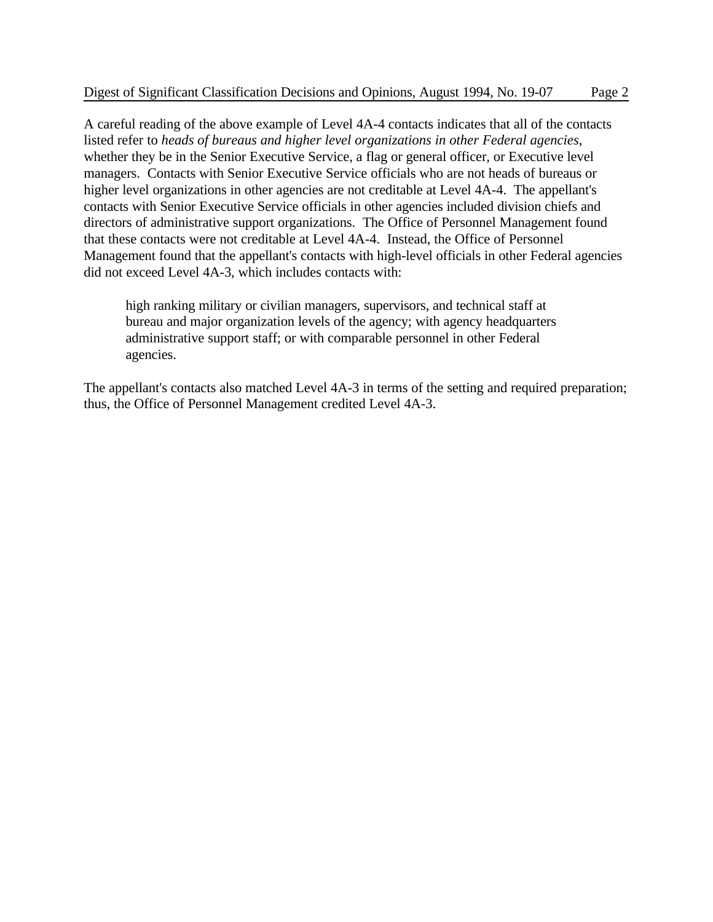A careful reading of the above example of Level 4A-4 contacts indicates that all of the contacts listed refer to *heads of bureaus and higher level organizations in other Federal agencies*, whether they be in the Senior Executive Service, a flag or general officer, or Executive level managers. Contacts with Senior Executive Service officials who are not heads of bureaus or higher level organizations in other agencies are not creditable at Level 4A-4. The appellant's contacts with Senior Executive Service officials in other agencies included division chiefs and directors of administrative support organizations. The Office of Personnel Management found that these contacts were not creditable at Level 4A-4. Instead, the Office of Personnel Management found that the appellant's contacts with high-level officials in other Federal agencies did not exceed Level 4A-3, which includes contacts with:

> high ranking military or civilian managers, supervisors, and technical staff at bureau and major organization levels of the agency; with agency headquarters administrative support staff; or with comparable personnel in other Federal agencies.

The appellant's contacts also matched Level 4A-3 in terms of the setting and required preparation; thus, the Office of Personnel Management credited Level 4A-3.